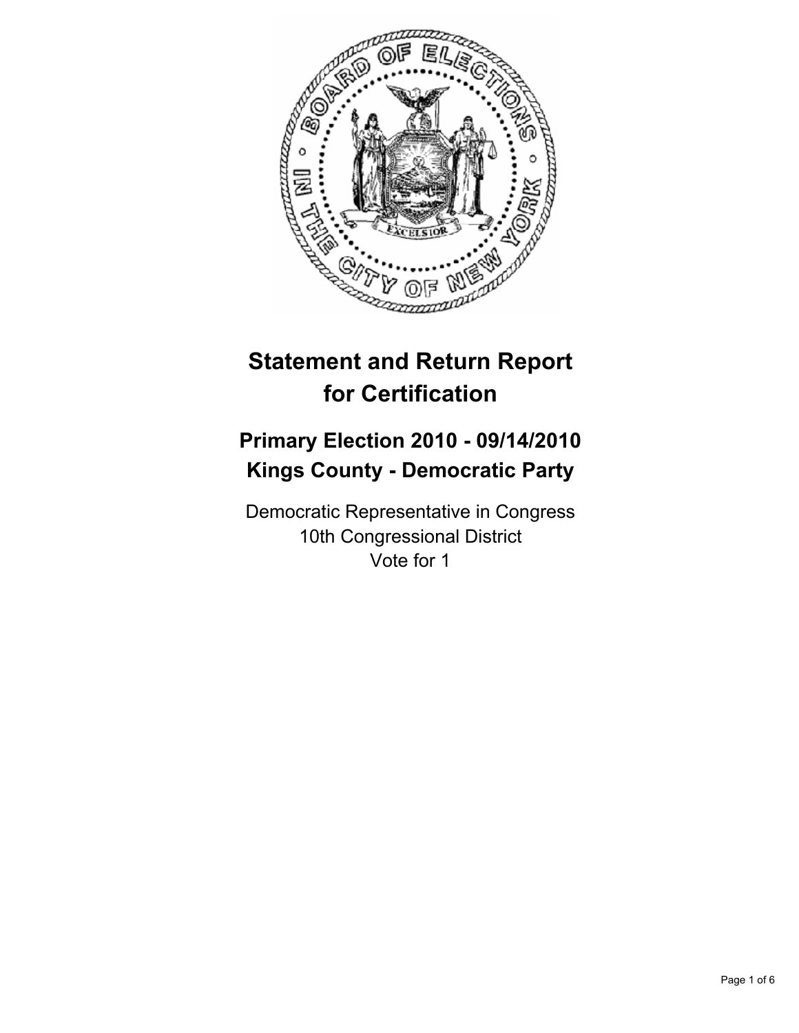# Statement and Return Report for Certification

## Primary Election 2010 - 09/14/2010
## Kings County - Democratic Party

Democratic Representative in Congress
10th Congressional District
Vote for 1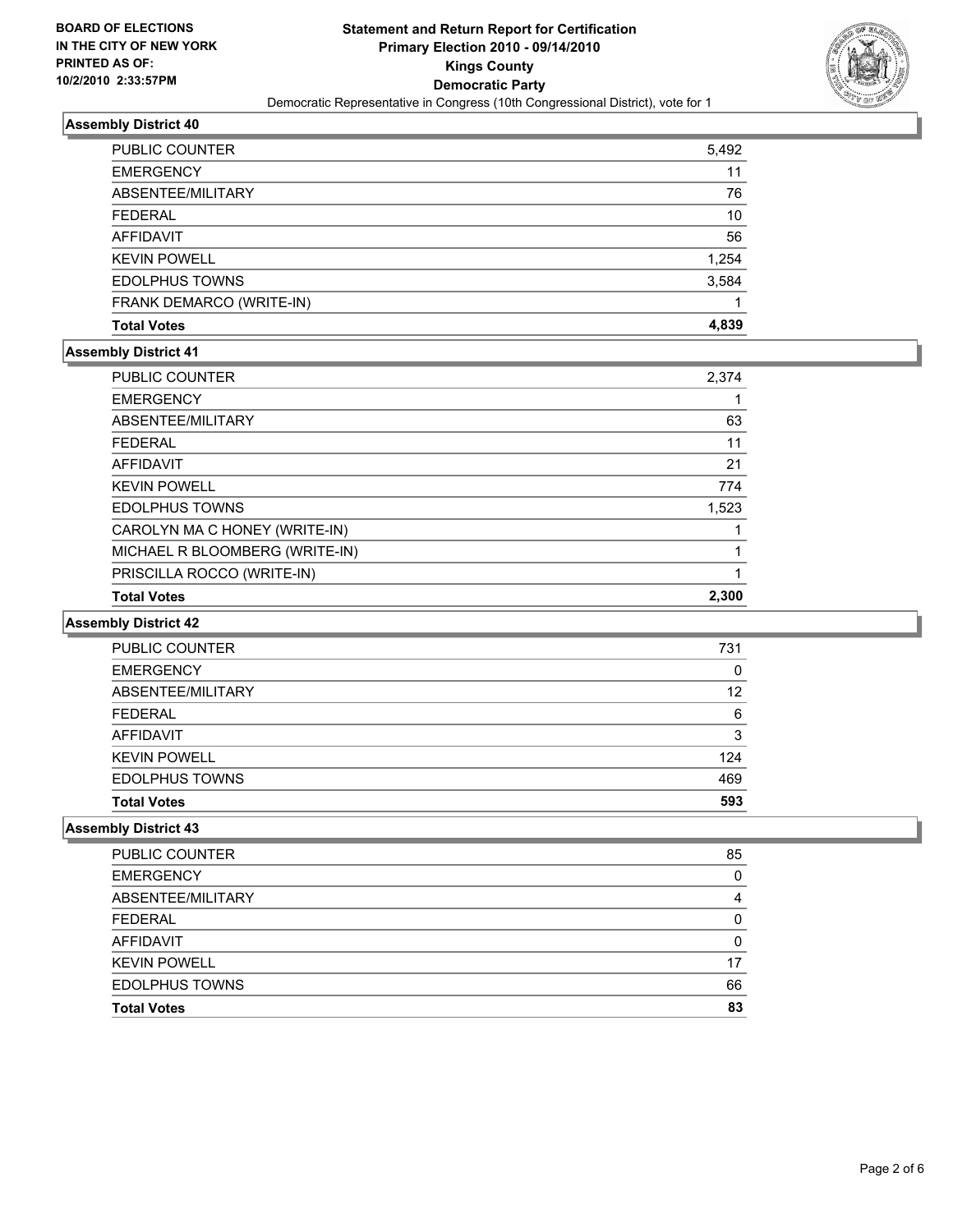**BOARD OF ELECTIONS IN THE CITY OF NEW YORK PRINTED AS OF: 10/2/2010 2:33:57PM**

# Statement and Return Report for Certification
## Primary Election 2010 - 09/14/2010
## Kings County
## Democratic Party

Democratic Representative in Congress (10th Congressional District), vote for 1

### Assembly District 40

| | |
|---|---|
| PUBLIC COUNTER | 5,492 |
| EMERGENCY | 11 |
| ABSENTEE/MILITARY | 76 |
| FEDERAL | 10 |
| AFFIDAVIT | 56 |
| KEVIN POWELL | 1,254 |
| EDOLPHUS TOWNS | 3,584 |
| FRANK DEMARCO (WRITE-IN) | 1 |
| **Total Votes** | **4,839** |

### Assembly District 41

| | |
|---|---|
| PUBLIC COUNTER | 2,374 |
| EMERGENCY | 1 |
| ABSENTEE/MILITARY | 63 |
| FEDERAL | 11 |
| AFFIDAVIT | 21 |
| KEVIN POWELL | 774 |
| EDOLPHUS TOWNS | 1,523 |
| CAROLYN MA C HONEY (WRITE-IN) | 1 |
| MICHAEL R BLOOMBERG (WRITE-IN) | 1 |
| PRISCILLA ROCCO (WRITE-IN) | 1 |
| **Total Votes** | **2,300** |

### Assembly District 42

| | |
|---|---|
| PUBLIC COUNTER | 731 |
| EMERGENCY | 0 |
| ABSENTEE/MILITARY | 12 |
| FEDERAL | 6 |
| AFFIDAVIT | 3 |
| KEVIN POWELL | 124 |
| EDOLPHUS TOWNS | 469 |
| **Total Votes** | **593** |

### Assembly District 43

| | |
|---|---|
| PUBLIC COUNTER | 85 |
| EMERGENCY | 0 |
| ABSENTEE/MILITARY | 4 |
| FEDERAL | 0 |
| AFFIDAVIT | 0 |
| KEVIN POWELL | 17 |
| EDOLPHUS TOWNS | 66 |
| **Total Votes** | **83** |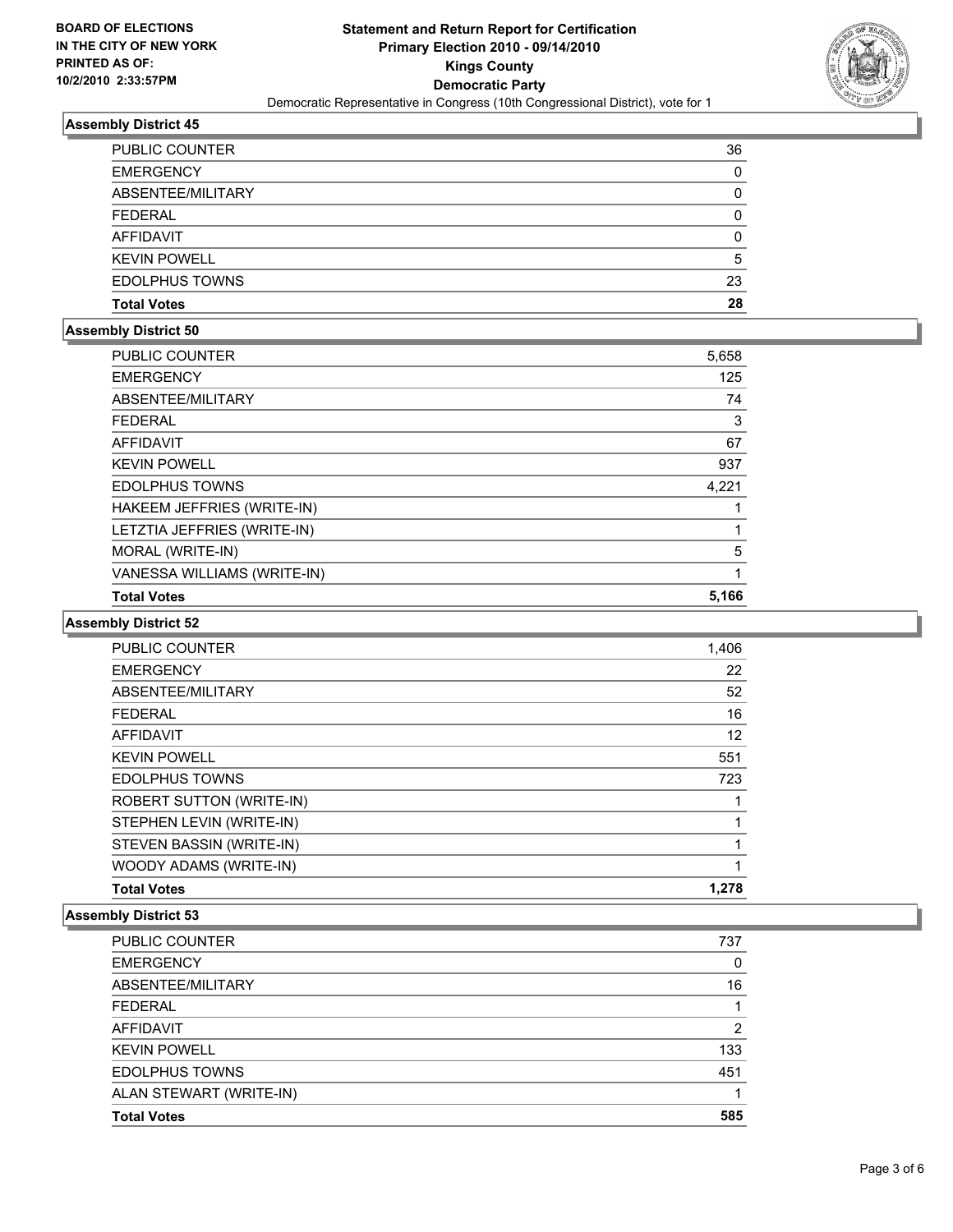**BOARD OF ELECTIONS IN THE CITY OF NEW YORK PRINTED AS OF: 10/2/2010 2:33:57PM**

**Statement and Return Report for Certification Primary Election 2010 - 09/14/2010 Kings County Democratic Party**

Democratic Representative in Congress (10th Congressional District), vote for 1

### Assembly District 45

| | |
|---|---|
| PUBLIC COUNTER | 36 |
| EMERGENCY | 0 |
| ABSENTEE/MILITARY | 0 |
| FEDERAL | 0 |
| AFFIDAVIT | 0 |
| KEVIN POWELL | 5 |
| EDOLPHUS TOWNS | 23 |
| **Total Votes** | **28** |

### Assembly District 50

| | |
|---|---|
| PUBLIC COUNTER | 5,658 |
| EMERGENCY | 125 |
| ABSENTEE/MILITARY | 74 |
| FEDERAL | 3 |
| AFFIDAVIT | 67 |
| KEVIN POWELL | 937 |
| EDOLPHUS TOWNS | 4,221 |
| HAKEEM JEFFRIES (WRITE-IN) | 1 |
| LETZTIA JEFFRIES (WRITE-IN) | 1 |
| MORAL (WRITE-IN) | 5 |
| VANESSA WILLIAMS (WRITE-IN) | 1 |
| **Total Votes** | **5,166** |

### Assembly District 52

| | |
|---|---|
| PUBLIC COUNTER | 1,406 |
| EMERGENCY | 22 |
| ABSENTEE/MILITARY | 52 |
| FEDERAL | 16 |
| AFFIDAVIT | 12 |
| KEVIN POWELL | 551 |
| EDOLPHUS TOWNS | 723 |
| ROBERT SUTTON (WRITE-IN) | 1 |
| STEPHEN LEVIN (WRITE-IN) | 1 |
| STEVEN BASSIN (WRITE-IN) | 1 |
| WOODY ADAMS (WRITE-IN) | 1 |
| **Total Votes** | **1,278** |

### Assembly District 53

| | |
|---|---|
| PUBLIC COUNTER | 737 |
| EMERGENCY | 0 |
| ABSENTEE/MILITARY | 16 |
| FEDERAL | 1 |
| AFFIDAVIT | 2 |
| KEVIN POWELL | 133 |
| EDOLPHUS TOWNS | 451 |
| ALAN STEWART (WRITE-IN) | 1 |
| **Total Votes** | **585** |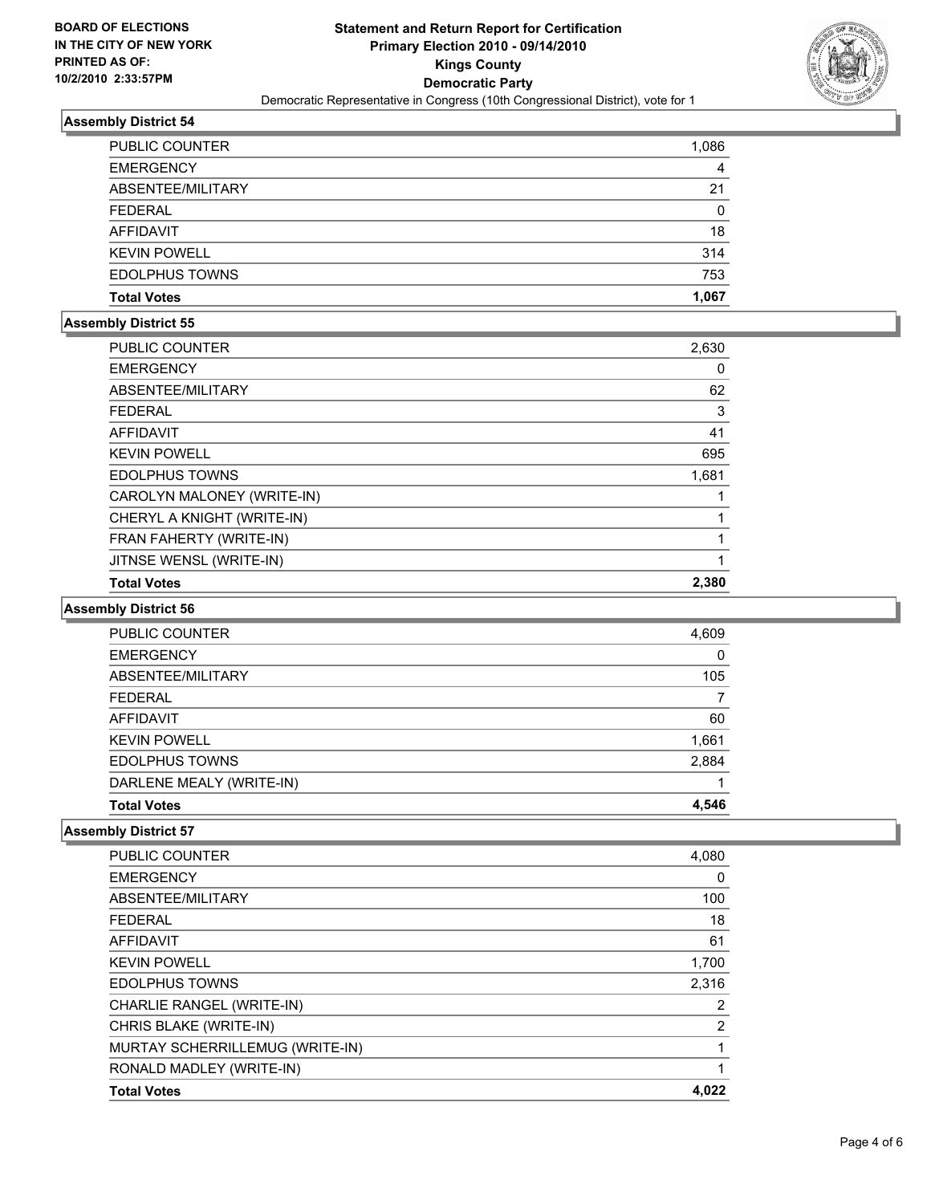**BOARD OF ELECTIONS IN THE CITY OF NEW YORK PRINTED AS OF: 10/2/2010 2:33:57PM**

# Statement and Return Report for Certification
## Primary Election 2010 - 09/14/2010
## Kings County
## Democratic Party
Democratic Representative in Congress (10th Congressional District), vote for 1

### Assembly District 54

| | |
|---|---|
| PUBLIC COUNTER | 1,086 |
| EMERGENCY | 4 |
| ABSENTEE/MILITARY | 21 |
| FEDERAL | 0 |
| AFFIDAVIT | 18 |
| KEVIN POWELL | 314 |
| EDOLPHUS TOWNS | 753 |
| **Total Votes** | **1,067** |

### Assembly District 55

| | |
|---|---|
| PUBLIC COUNTER | 2,630 |
| EMERGENCY | 0 |
| ABSENTEE/MILITARY | 62 |
| FEDERAL | 3 |
| AFFIDAVIT | 41 |
| KEVIN POWELL | 695 |
| EDOLPHUS TOWNS | 1,681 |
| CAROLYN MALONEY (WRITE-IN) | 1 |
| CHERYL A KNIGHT (WRITE-IN) | 1 |
| FRAN FAHERTY (WRITE-IN) | 1 |
| JITNSE WENSL (WRITE-IN) | 1 |
| **Total Votes** | **2,380** |

### Assembly District 56

| | |
|---|---|
| PUBLIC COUNTER | 4,609 |
| EMERGENCY | 0 |
| ABSENTEE/MILITARY | 105 |
| FEDERAL | 7 |
| AFFIDAVIT | 60 |
| KEVIN POWELL | 1,661 |
| EDOLPHUS TOWNS | 2,884 |
| DARLENE MEALY (WRITE-IN) | 1 |
| **Total Votes** | **4,546** |

### Assembly District 57

| | |
|---|---|
| PUBLIC COUNTER | 4,080 |
| EMERGENCY | 0 |
| ABSENTEE/MILITARY | 100 |
| FEDERAL | 18 |
| AFFIDAVIT | 61 |
| KEVIN POWELL | 1,700 |
| EDOLPHUS TOWNS | 2,316 |
| CHARLIE RANGEL (WRITE-IN) | 2 |
| CHRIS BLAKE (WRITE-IN) | 2 |
| MURTAY SCHERRILLEMUG (WRITE-IN) | 1 |
| RONALD MADLEY (WRITE-IN) | 1 |
| **Total Votes** | **4,022** |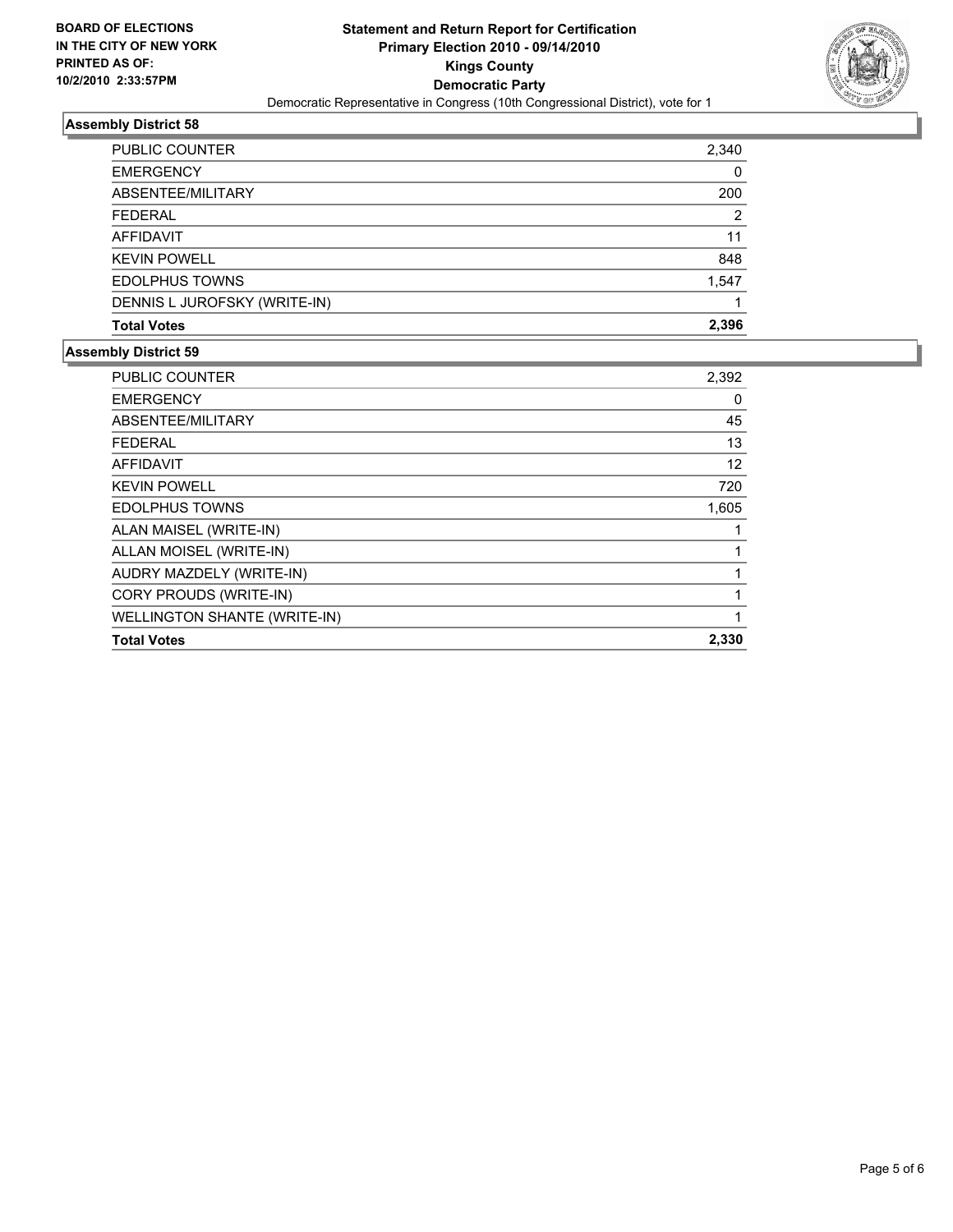BOARD OF ELECTIONS
IN THE CITY OF NEW YORK
PRINTED AS OF:
10/2/2010 2:33:57PM

**Statement and Return Report for Certification**
**Primary Election 2010 - 09/14/2010**
**Kings County**
**Democratic Party**
Democratic Representative in Congress (10th Congressional District), vote for 1

### Assembly District 58

| | |
|---|---|
| PUBLIC COUNTER | 2,340 |
| EMERGENCY | 0 |
| ABSENTEE/MILITARY | 200 |
| FEDERAL | 2 |
| AFFIDAVIT | 11 |
| KEVIN POWELL | 848 |
| EDOLPHUS TOWNS | 1,547 |
| DENNIS L JUROFSKY (WRITE-IN) | 1 |
| **Total Votes** | **2,396** |

### Assembly District 59

| | |
|---|---|
| PUBLIC COUNTER | 2,392 |
| EMERGENCY | 0 |
| ABSENTEE/MILITARY | 45 |
| FEDERAL | 13 |
| AFFIDAVIT | 12 |
| KEVIN POWELL | 720 |
| EDOLPHUS TOWNS | 1,605 |
| ALAN MAISEL (WRITE-IN) | 1 |
| ALLAN MOISEL (WRITE-IN) | 1 |
| AUDRY MAZDELY (WRITE-IN) | 1 |
| CORY PROUDS (WRITE-IN) | 1 |
| WELLINGTON SHANTE (WRITE-IN) | 1 |
| **Total Votes** | **2,330** |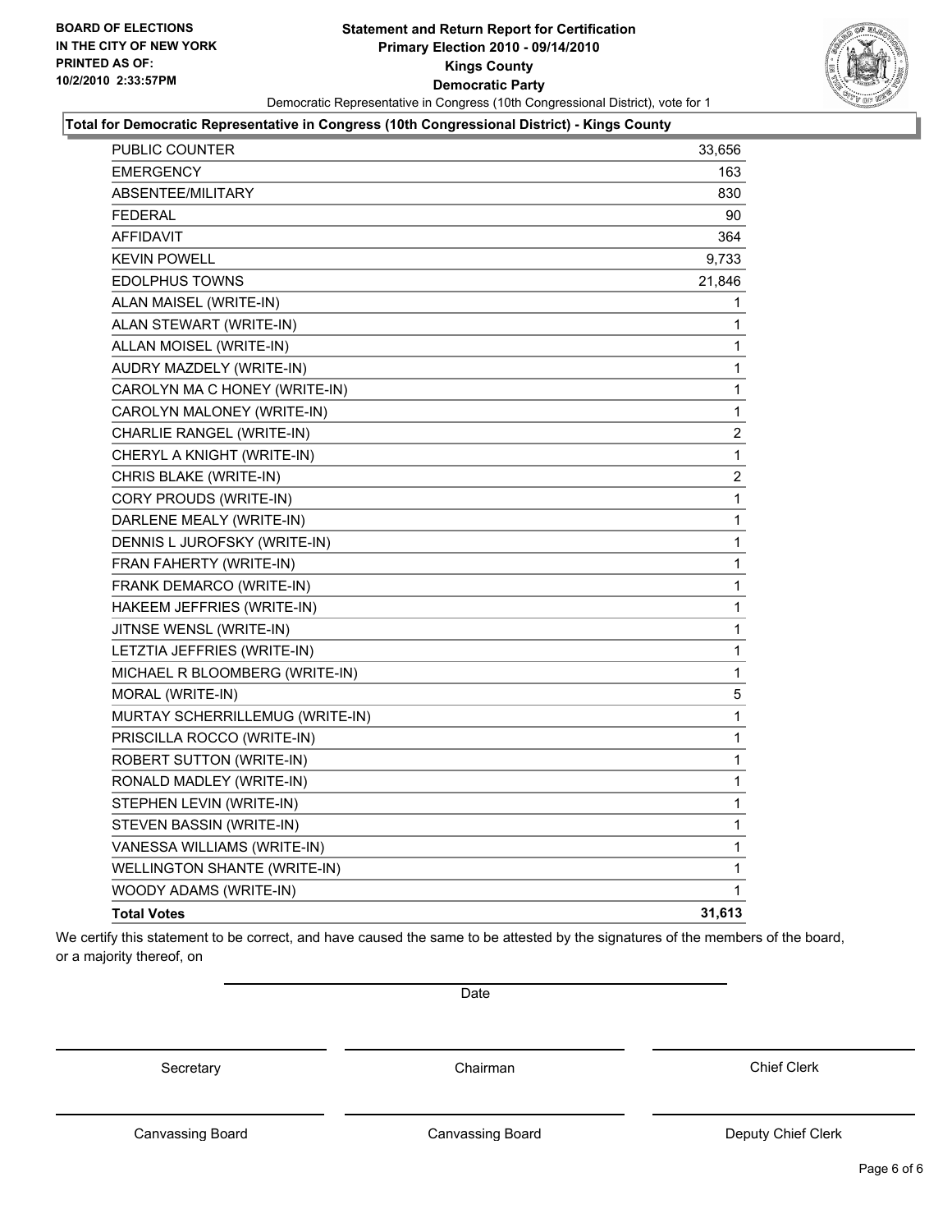**BOARD OF ELECTIONS IN THE CITY OF NEW YORK PRINTED AS OF: 10/2/2010 2:33:57PM**

# Statement and Return Report for Certification
## Primary Election 2010 - 09/14/2010
## Kings County
## Democratic Party

Democratic Representative in Congress (10th Congressional District), vote for 1

**Total for Democratic Representative in Congress (10th Congressional District) - Kings County**

| | |
|---|---|
| PUBLIC COUNTER | 33,656 |
| EMERGENCY | 163 |
| ABSENTEE/MILITARY | 830 |
| FEDERAL | 90 |
| AFFIDAVIT | 364 |
| KEVIN POWELL | 9,733 |
| EDOLPHUS TOWNS | 21,846 |
| ALAN MAISEL (WRITE-IN) | 1 |
| ALAN STEWART (WRITE-IN) | 1 |
| ALLAN MOISEL (WRITE-IN) | 1 |
| AUDRY MAZDELY (WRITE-IN) | 1 |
| CAROLYN MA C HONEY (WRITE-IN) | 1 |
| CAROLYN MALONEY (WRITE-IN) | 1 |
| CHARLIE RANGEL (WRITE-IN) | 2 |
| CHERYL A KNIGHT (WRITE-IN) | 1 |
| CHRIS BLAKE (WRITE-IN) | 2 |
| CORY PROUDS (WRITE-IN) | 1 |
| DARLENE MEALY (WRITE-IN) | 1 |
| DENNIS L JUROFSKY (WRITE-IN) | 1 |
| FRAN FAHERTY (WRITE-IN) | 1 |
| FRANK DEMARCO (WRITE-IN) | 1 |
| HAKEEM JEFFRIES (WRITE-IN) | 1 |
| JITNSE WENSL (WRITE-IN) | 1 |
| LETZTIA JEFFRIES (WRITE-IN) | 1 |
| MICHAEL R BLOOMBERG (WRITE-IN) | 1 |
| MORAL (WRITE-IN) | 5 |
| MURTAY SCHERRILLEMUG (WRITE-IN) | 1 |
| PRISCILLA ROCCO (WRITE-IN) | 1 |
| ROBERT SUTTON (WRITE-IN) | 1 |
| RONALD MADLEY (WRITE-IN) | 1 |
| STEPHEN LEVIN (WRITE-IN) | 1 |
| STEVEN BASSIN (WRITE-IN) | 1 |
| VANESSA WILLIAMS (WRITE-IN) | 1 |
| WELLINGTON SHANTE (WRITE-IN) | 1 |
| WOODY ADAMS (WRITE-IN) | 1 |
| **Total Votes** | **31,613** |

We certify this statement to be correct, and have caused the same to be attested by the signatures of the members of the board, or a majority thereof, on

Date

Secretary　　Chairman　　Chief Clerk

Canvassing Board　　Canvassing Board　　Deputy Chief Clerk